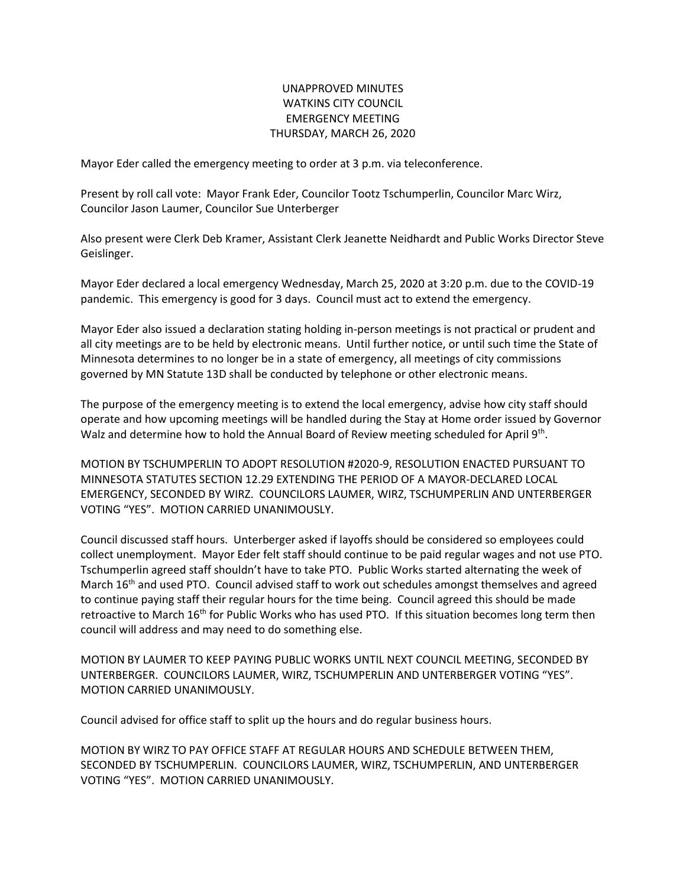UNAPPROVED MINUTES
WATKINS CITY COUNCIL
EMERGENCY MEETING
THURSDAY, MARCH 26, 2020

Mayor Eder called the emergency meeting to order at 3 p.m. via teleconference.

Present by roll call vote: Mayor Frank Eder, Councilor Tootz Tschumperlin, Councilor Marc Wirz, Councilor Jason Laumer, Councilor Sue Unterberger

Also present were Clerk Deb Kramer, Assistant Clerk Jeanette Neidhardt and Public Works Director Steve Geislinger.

Mayor Eder declared a local emergency Wednesday, March 25, 2020 at 3:20 p.m. due to the COVID-19 pandemic. This emergency is good for 3 days. Council must act to extend the emergency.

Mayor Eder also issued a declaration stating holding in-person meetings is not practical or prudent and all city meetings are to be held by electronic means. Until further notice, or until such time the State of Minnesota determines to no longer be in a state of emergency, all meetings of city commissions governed by MN Statute 13D shall be conducted by telephone or other electronic means.

The purpose of the emergency meeting is to extend the local emergency, advise how city staff should operate and how upcoming meetings will be handled during the Stay at Home order issued by Governor Walz and determine how to hold the Annual Board of Review meeting scheduled for April 9th.

MOTION BY TSCHUMPERLIN TO ADOPT RESOLUTION #2020-9, RESOLUTION ENACTED PURSUANT TO MINNESOTA STATUTES SECTION 12.29 EXTENDING THE PERIOD OF A MAYOR-DECLARED LOCAL EMERGENCY, SECONDED BY WIRZ. COUNCILORS LAUMER, WIRZ, TSCHUMPERLIN AND UNTERBERGER VOTING "YES". MOTION CARRIED UNANIMOUSLY.

Council discussed staff hours. Unterberger asked if layoffs should be considered so employees could collect unemployment. Mayor Eder felt staff should continue to be paid regular wages and not use PTO. Tschumperlin agreed staff shouldn't have to take PTO. Public Works started alternating the week of March 16th and used PTO. Council advised staff to work out schedules amongst themselves and agreed to continue paying staff their regular hours for the time being. Council agreed this should be made retroactive to March 16th for Public Works who has used PTO. If this situation becomes long term then council will address and may need to do something else.

MOTION BY LAUMER TO KEEP PAYING PUBLIC WORKS UNTIL NEXT COUNCIL MEETING, SECONDED BY UNTERBERGER. COUNCILORS LAUMER, WIRZ, TSCHUMPERLIN AND UNTERBERGER VOTING "YES". MOTION CARRIED UNANIMOUSLY.

Council advised for office staff to split up the hours and do regular business hours.

MOTION BY WIRZ TO PAY OFFICE STAFF AT REGULAR HOURS AND SCHEDULE BETWEEN THEM, SECONDED BY TSCHUMPERLIN. COUNCILORS LAUMER, WIRZ, TSCHUMPERLIN, AND UNTERBERGER VOTING "YES". MOTION CARRIED UNANIMOUSLY.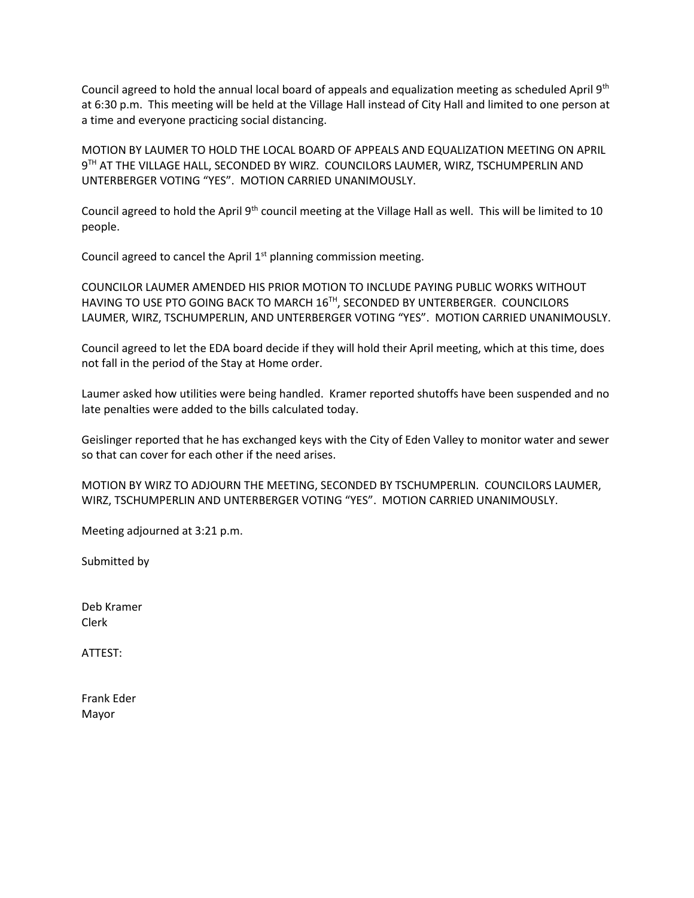Council agreed to hold the annual local board of appeals and equalization meeting as scheduled April 9th at 6:30 p.m. This meeting will be held at the Village Hall instead of City Hall and limited to one person at a time and everyone practicing social distancing.

MOTION BY LAUMER TO HOLD THE LOCAL BOARD OF APPEALS AND EQUALIZATION MEETING ON APRIL 9TH AT THE VILLAGE HALL, SECONDED BY WIRZ. COUNCILORS LAUMER, WIRZ, TSCHUMPERLIN AND UNTERBERGER VOTING "YES". MOTION CARRIED UNANIMOUSLY.

Council agreed to hold the April 9th council meeting at the Village Hall as well. This will be limited to 10 people.

Council agreed to cancel the April 1st planning commission meeting.

COUNCILOR LAUMER AMENDED HIS PRIOR MOTION TO INCLUDE PAYING PUBLIC WORKS WITHOUT HAVING TO USE PTO GOING BACK TO MARCH 16TH, SECONDED BY UNTERBERGER. COUNCILORS LAUMER, WIRZ, TSCHUMPERLIN, AND UNTERBERGER VOTING "YES". MOTION CARRIED UNANIMOUSLY.

Council agreed to let the EDA board decide if they will hold their April meeting, which at this time, does not fall in the period of the Stay at Home order.

Laumer asked how utilities were being handled. Kramer reported shutoffs have been suspended and no late penalties were added to the bills calculated today.

Geislinger reported that he has exchanged keys with the City of Eden Valley to monitor water and sewer so that can cover for each other if the need arises.

MOTION BY WIRZ TO ADJOURN THE MEETING, SECONDED BY TSCHUMPERLIN. COUNCILORS LAUMER, WIRZ, TSCHUMPERLIN AND UNTERBERGER VOTING "YES". MOTION CARRIED UNANIMOUSLY.

Meeting adjourned at 3:21 p.m.

Submitted by

Deb Kramer
Clerk

ATTEST:

Frank Eder
Mayor